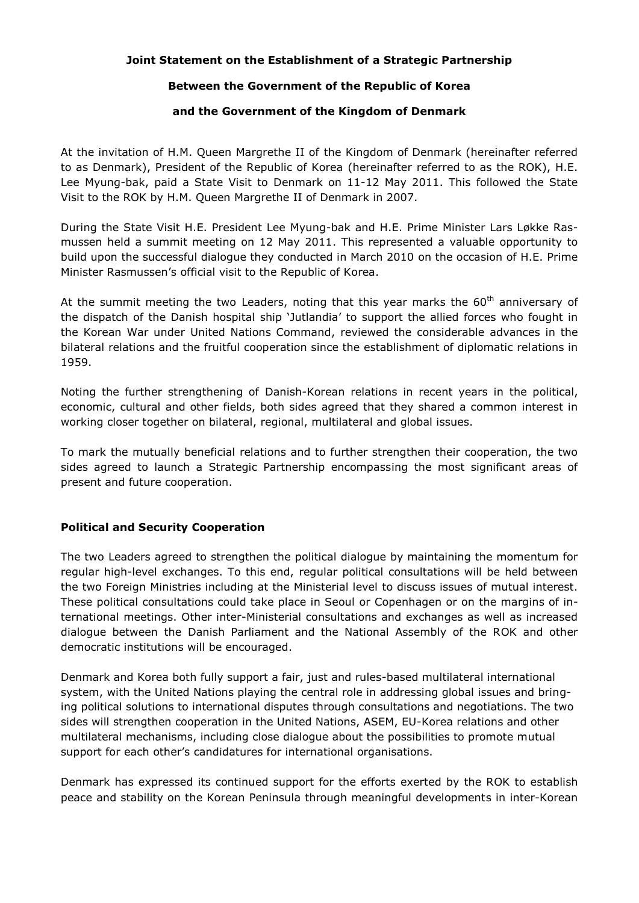**Joint Statement on the Establishment of a Strategic Partnership**

**Between the Government of the Republic of Korea**

**and the Government of the Kingdom of Denmark**

At the invitation of H.M. Queen Margrethe II of the Kingdom of Denmark (hereinafter referred to as Denmark), President of the Republic of Korea (hereinafter referred to as the ROK), H.E. Lee Myung-bak, paid a State Visit to Denmark on 11-12 May 2011. This followed the State Visit to the ROK by H.M. Queen Margrethe II of Denmark in 2007.

During the State Visit H.E. President Lee Myung-bak and H.E. Prime Minister Lars Løkke Rasmussen held a summit meeting on 12 May 2011. This represented a valuable opportunity to build upon the successful dialogue they conducted in March 2010 on the occasion of H.E. Prime Minister Rasmussen's official visit to the Republic of Korea.

At the summit meeting the two Leaders, noting that this year marks the 60th anniversary of the dispatch of the Danish hospital ship 'Jutlandia' to support the allied forces who fought in the Korean War under United Nations Command, reviewed the considerable advances in the bilateral relations and the fruitful cooperation since the establishment of diplomatic relations in 1959.

Noting the further strengthening of Danish-Korean relations in recent years in the political, economic, cultural and other fields, both sides agreed that they shared a common interest in working closer together on bilateral, regional, multilateral and global issues.

To mark the mutually beneficial relations and to further strengthen their cooperation, the two sides agreed to launch a Strategic Partnership encompassing the most significant areas of present and future cooperation.

**Political and Security Cooperation**

The two Leaders agreed to strengthen the political dialogue by maintaining the momentum for regular high-level exchanges. To this end, regular political consultations will be held between the two Foreign Ministries including at the Ministerial level to discuss issues of mutual interest. These political consultations could take place in Seoul or Copenhagen or on the margins of international meetings. Other inter-Ministerial consultations and exchanges as well as increased dialogue between the Danish Parliament and the National Assembly of the ROK and other democratic institutions will be encouraged.

Denmark and Korea both fully support a fair, just and rules-based multilateral international system, with the United Nations playing the central role in addressing global issues and bringing political solutions to international disputes through consultations and negotiations. The two sides will strengthen cooperation in the United Nations, ASEM, EU-Korea relations and other multilateral mechanisms, including close dialogue about the possibilities to promote mutual support for each other's candidatures for international organisations.

Denmark has expressed its continued support for the efforts exerted by the ROK to establish peace and stability on the Korean Peninsula through meaningful developments in inter-Korean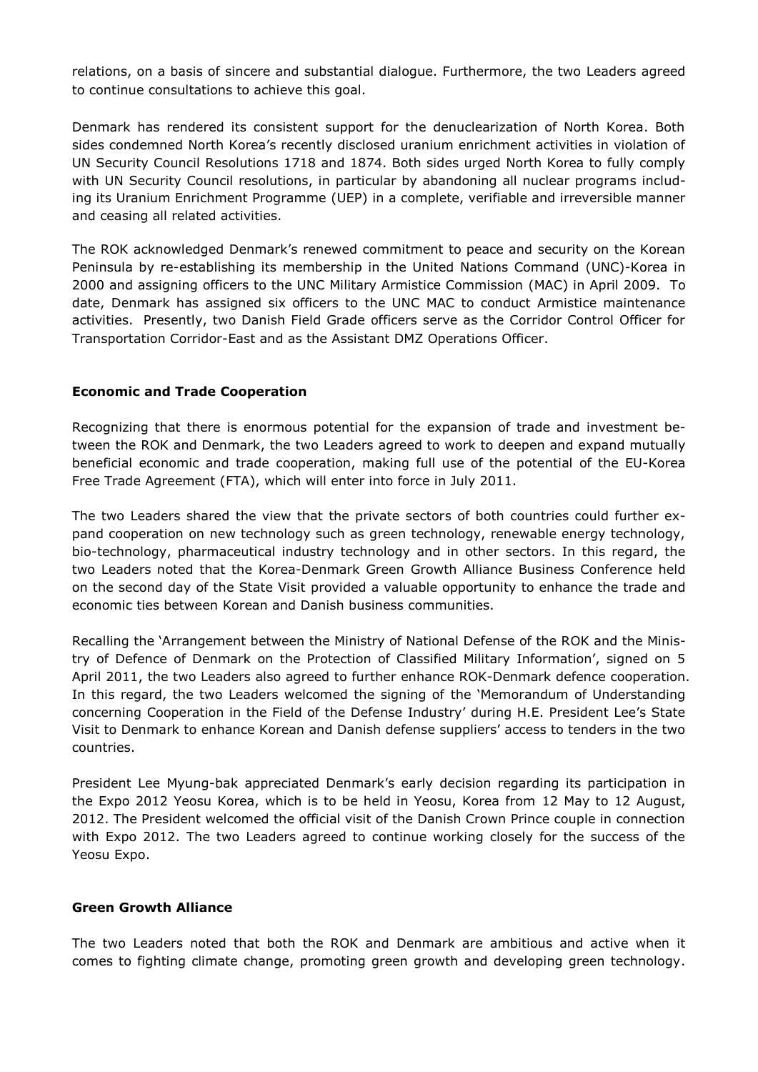relations, on a basis of sincere and substantial dialogue. Furthermore, the two Leaders agreed to continue consultations to achieve this goal.

Denmark has rendered its consistent support for the denuclearization of North Korea. Both sides condemned North Korea's recently disclosed uranium enrichment activities in violation of UN Security Council Resolutions 1718 and 1874. Both sides urged North Korea to fully comply with UN Security Council resolutions, in particular by abandoning all nuclear programs including its Uranium Enrichment Programme (UEP) in a complete, verifiable and irreversible manner and ceasing all related activities.

The ROK acknowledged Denmark's renewed commitment to peace and security on the Korean Peninsula by re-establishing its membership in the United Nations Command (UNC)-Korea in 2000 and assigning officers to the UNC Military Armistice Commission (MAC) in April 2009. To date, Denmark has assigned six officers to the UNC MAC to conduct Armistice maintenance activities. Presently, two Danish Field Grade officers serve as the Corridor Control Officer for Transportation Corridor-East and as the Assistant DMZ Operations Officer.

**Economic and Trade Cooperation**

Recognizing that there is enormous potential for the expansion of trade and investment between the ROK and Denmark, the two Leaders agreed to work to deepen and expand mutually beneficial economic and trade cooperation, making full use of the potential of the EU-Korea Free Trade Agreement (FTA), which will enter into force in July 2011.

The two Leaders shared the view that the private sectors of both countries could further expand cooperation on new technology such as green technology, renewable energy technology, bio-technology, pharmaceutical industry technology and in other sectors. In this regard, the two Leaders noted that the Korea-Denmark Green Growth Alliance Business Conference held on the second day of the State Visit provided a valuable opportunity to enhance the trade and economic ties between Korean and Danish business communities.

Recalling the 'Arrangement between the Ministry of National Defense of the ROK and the Ministry of Defence of Denmark on the Protection of Classified Military Information', signed on 5 April 2011, the two Leaders also agreed to further enhance ROK-Denmark defence cooperation. In this regard, the two Leaders welcomed the signing of the 'Memorandum of Understanding concerning Cooperation in the Field of the Defense Industry' during H.E. President Lee's State Visit to Denmark to enhance Korean and Danish defense suppliers' access to tenders in the two countries.

President Lee Myung-bak appreciated Denmark's early decision regarding its participation in the Expo 2012 Yeosu Korea, which is to be held in Yeosu, Korea from 12 May to 12 August, 2012. The President welcomed the official visit of the Danish Crown Prince couple in connection with Expo 2012. The two Leaders agreed to continue working closely for the success of the Yeosu Expo.

**Green Growth Alliance**

The two Leaders noted that both the ROK and Denmark are ambitious and active when it comes to fighting climate change, promoting green growth and developing green technology.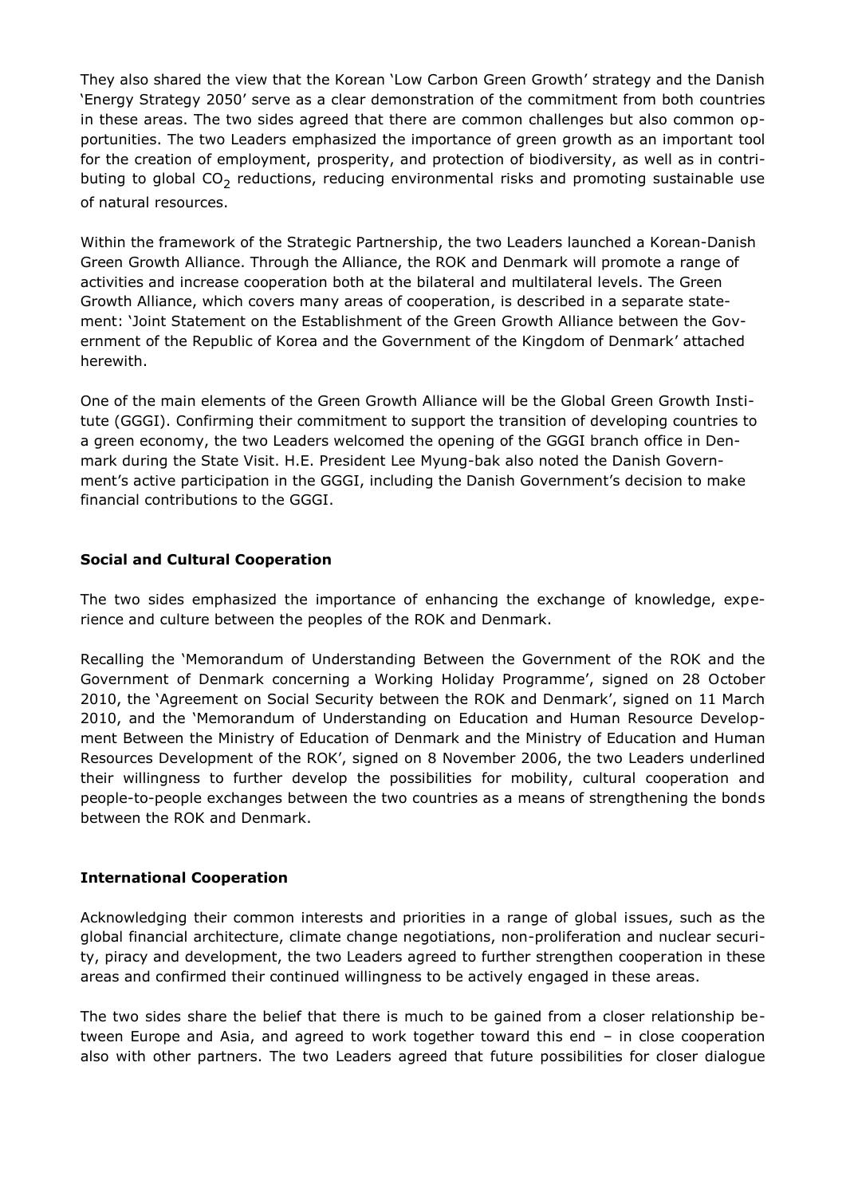They also shared the view that the Korean 'Low Carbon Green Growth' strategy and the Danish 'Energy Strategy 2050' serve as a clear demonstration of the commitment from both countries in these areas. The two sides agreed that there are common challenges but also common opportunities. The two Leaders emphasized the importance of green growth as an important tool for the creation of employment, prosperity, and protection of biodiversity, as well as in contributing to global $CO_2$ reductions, reducing environmental risks and promoting sustainable use of natural resources.

Within the framework of the Strategic Partnership, the two Leaders launched a Korean-Danish Green Growth Alliance. Through the Alliance, the ROK and Denmark will promote a range of activities and increase cooperation both at the bilateral and multilateral levels. The Green Growth Alliance, which covers many areas of cooperation, is described in a separate statement: 'Joint Statement on the Establishment of the Green Growth Alliance between the Government of the Republic of Korea and the Government of the Kingdom of Denmark' attached herewith.

One of the main elements of the Green Growth Alliance will be the Global Green Growth Institute (GGGI). Confirming their commitment to support the transition of developing countries to a green economy, the two Leaders welcomed the opening of the GGGI branch office in Denmark during the State Visit. H.E. President Lee Myung-bak also noted the Danish Government's active participation in the GGGI, including the Danish Government's decision to make financial contributions to the GGGI.

**Social and Cultural Cooperation**

The two sides emphasized the importance of enhancing the exchange of knowledge, experience and culture between the peoples of the ROK and Denmark.

Recalling the 'Memorandum of Understanding Between the Government of the ROK and the Government of Denmark concerning a Working Holiday Programme', signed on 28 October 2010, the 'Agreement on Social Security between the ROK and Denmark', signed on 11 March 2010, and the 'Memorandum of Understanding on Education and Human Resource Development Between the Ministry of Education of Denmark and the Ministry of Education and Human Resources Development of the ROK', signed on 8 November 2006, the two Leaders underlined their willingness to further develop the possibilities for mobility, cultural cooperation and people-to-people exchanges between the two countries as a means of strengthening the bonds between the ROK and Denmark.

**International Cooperation**

Acknowledging their common interests and priorities in a range of global issues, such as the global financial architecture, climate change negotiations, non-proliferation and nuclear security, piracy and development, the two Leaders agreed to further strengthen cooperation in these areas and confirmed their continued willingness to be actively engaged in these areas.

The two sides share the belief that there is much to be gained from a closer relationship between Europe and Asia, and agreed to work together toward this end – in close cooperation also with other partners. The two Leaders agreed that future possibilities for closer dialogue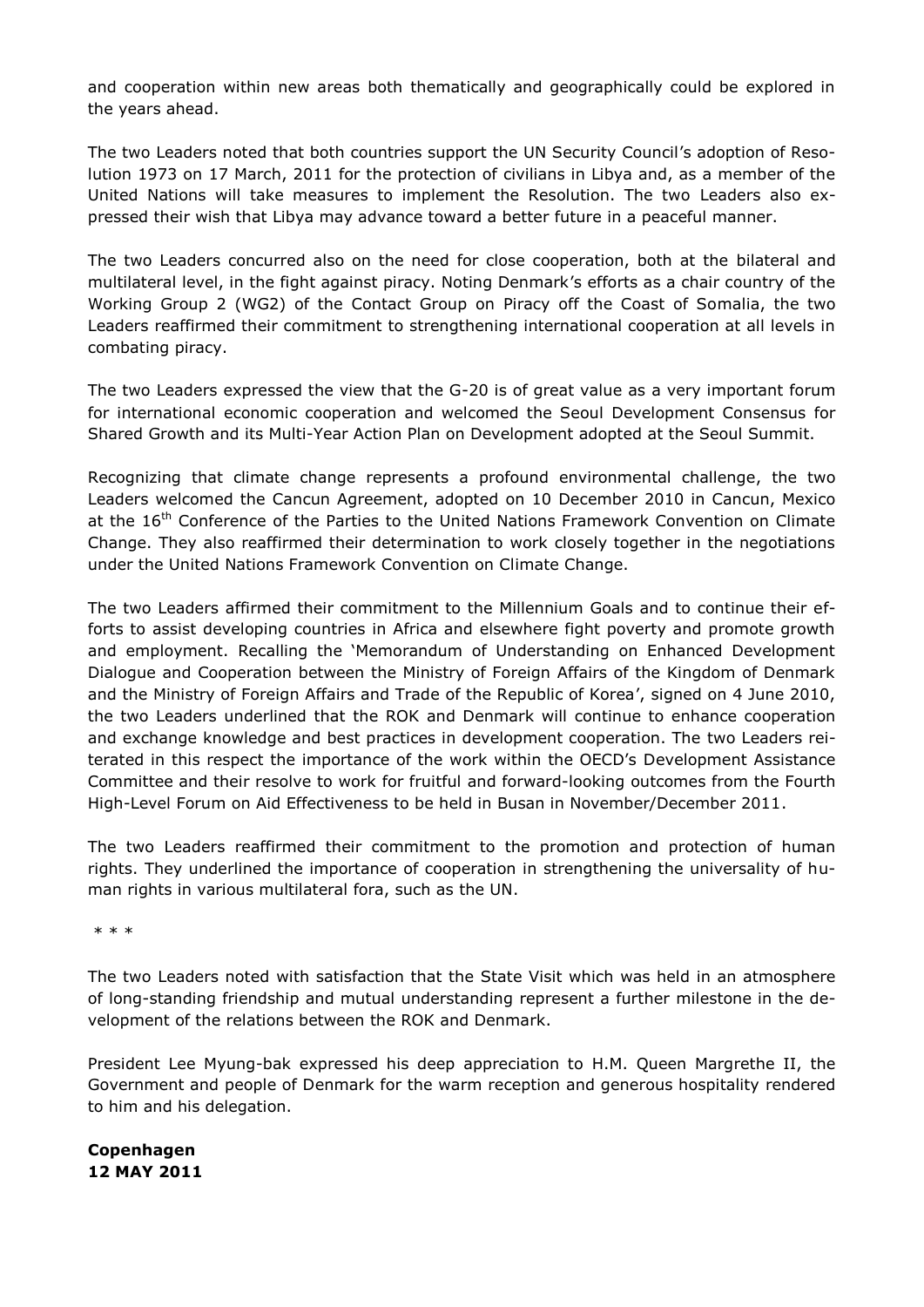and cooperation within new areas both thematically and geographically could be explored in the years ahead.

The two Leaders noted that both countries support the UN Security Council's adoption of Resolution 1973 on 17 March, 2011 for the protection of civilians in Libya and, as a member of the United Nations will take measures to implement the Resolution. The two Leaders also expressed their wish that Libya may advance toward a better future in a peaceful manner.

The two Leaders concurred also on the need for close cooperation, both at the bilateral and multilateral level, in the fight against piracy. Noting Denmark's efforts as a chair country of the Working Group 2 (WG2) of the Contact Group on Piracy off the Coast of Somalia, the two Leaders reaffirmed their commitment to strengthening international cooperation at all levels in combating piracy.

The two Leaders expressed the view that the G-20 is of great value as a very important forum for international economic cooperation and welcomed the Seoul Development Consensus for Shared Growth and its Multi-Year Action Plan on Development adopted at the Seoul Summit.

Recognizing that climate change represents a profound environmental challenge, the two Leaders welcomed the Cancun Agreement, adopted on 10 December 2010 in Cancun, Mexico at the 16th Conference of the Parties to the United Nations Framework Convention on Climate Change. They also reaffirmed their determination to work closely together in the negotiations under the United Nations Framework Convention on Climate Change.

The two Leaders affirmed their commitment to the Millennium Goals and to continue their efforts to assist developing countries in Africa and elsewhere fight poverty and promote growth and employment. Recalling the 'Memorandum of Understanding on Enhanced Development Dialogue and Cooperation between the Ministry of Foreign Affairs of the Kingdom of Denmark and the Ministry of Foreign Affairs and Trade of the Republic of Korea', signed on 4 June 2010, the two Leaders underlined that the ROK and Denmark will continue to enhance cooperation and exchange knowledge and best practices in development cooperation. The two Leaders reiterated in this respect the importance of the work within the OECD's Development Assistance Committee and their resolve to work for fruitful and forward-looking outcomes from the Fourth High-Level Forum on Aid Effectiveness to be held in Busan in November/December 2011.

The two Leaders reaffirmed their commitment to the promotion and protection of human rights. They underlined the importance of cooperation in strengthening the universality of human rights in various multilateral fora, such as the UN.

* * *

The two Leaders noted with satisfaction that the State Visit which was held in an atmosphere of long-standing friendship and mutual understanding represent a further milestone in the development of the relations between the ROK and Denmark.

President Lee Myung-bak expressed his deep appreciation to H.M. Queen Margrethe II, the Government and people of Denmark for the warm reception and generous hospitality rendered to him and his delegation.

**Copenhagen**
**12 MAY 2011**